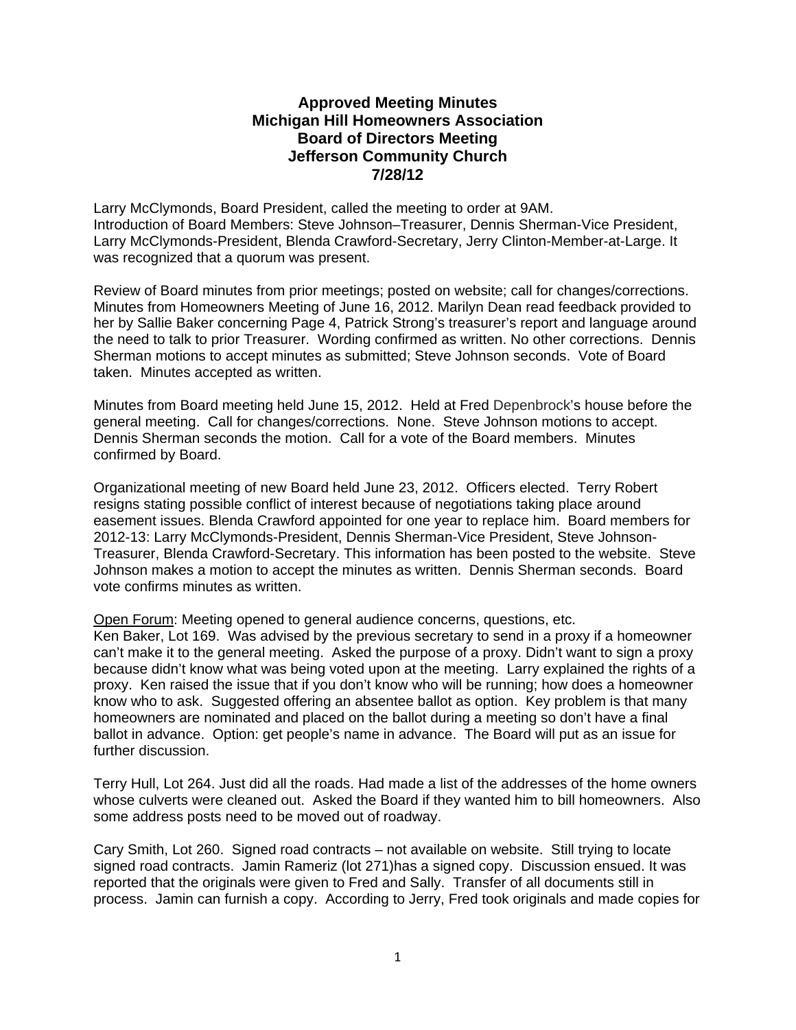# Approved Meeting Minutes
# Michigan Hill Homeowners Association
# Board of Directors Meeting
# Jefferson Community Church
# 7/28/12

Larry McClymonds, Board President, called the meeting to order at 9AM.
Introduction of Board Members: Steve Johnson–Treasurer, Dennis Sherman-Vice President, Larry McClymonds-President, Blenda Crawford-Secretary, Jerry Clinton-Member-at-Large. It was recognized that a quorum was present.

Review of Board minutes from prior meetings; posted on website; call for changes/corrections. Minutes from Homeowners Meeting of June 16, 2012. Marilyn Dean read feedback provided to her by Sallie Baker concerning Page 4, Patrick Strong's treasurer's report and language around the need to talk to prior Treasurer. Wording confirmed as written. No other corrections. Dennis Sherman motions to accept minutes as submitted; Steve Johnson seconds. Vote of Board taken. Minutes accepted as written.

Minutes from Board meeting held June 15, 2012. Held at Fred Depenbrock's house before the general meeting. Call for changes/corrections. None. Steve Johnson motions to accept. Dennis Sherman seconds the motion. Call for a vote of the Board members. Minutes confirmed by Board.

Organizational meeting of new Board held June 23, 2012. Officers elected. Terry Robert resigns stating possible conflict of interest because of negotiations taking place around easement issues. Blenda Crawford appointed for one year to replace him. Board members for 2012-13: Larry McClymonds-President, Dennis Sherman-Vice President, Steve Johnson-Treasurer, Blenda Crawford-Secretary. This information has been posted to the website. Steve Johnson makes a motion to accept the minutes as written. Dennis Sherman seconds. Board vote confirms minutes as written.

<u>Open Forum</u>: Meeting opened to general audience concerns, questions, etc.
Ken Baker, Lot 169. Was advised by the previous secretary to send in a proxy if a homeowner can't make it to the general meeting. Asked the purpose of a proxy. Didn't want to sign a proxy because didn't know what was being voted upon at the meeting. Larry explained the rights of a proxy. Ken raised the issue that if you don't know who will be running; how does a homeowner know who to ask. Suggested offering an absentee ballot as option. Key problem is that many homeowners are nominated and placed on the ballot during a meeting so don't have a final ballot in advance. Option: get people's name in advance. The Board will put as an issue for further discussion.

Terry Hull, Lot 264. Just did all the roads. Had made a list of the addresses of the home owners whose culverts were cleaned out. Asked the Board if they wanted him to bill homeowners. Also some address posts need to be moved out of roadway.

Cary Smith, Lot 260. Signed road contracts – not available on website. Still trying to locate signed road contracts. Jamin Rameriz (lot 271)has a signed copy. Discussion ensued. It was reported that the originals were given to Fred and Sally. Transfer of all documents still in process. Jamin can furnish a copy. According to Jerry, Fred took originals and made copies for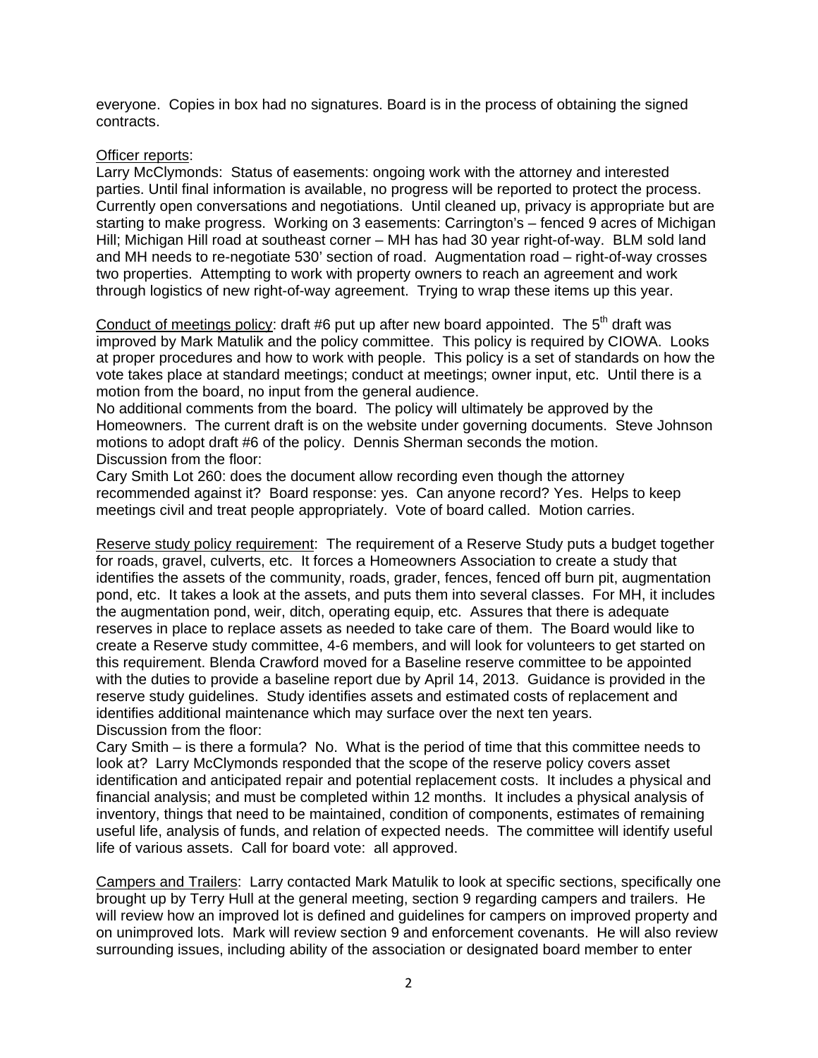everyone. Copies in box had no signatures. Board is in the process of obtaining the signed contracts.

Officer reports:
Larry McClymonds: Status of easements: ongoing work with the attorney and interested parties. Until final information is available, no progress will be reported to protect the process. Currently open conversations and negotiations. Until cleaned up, privacy is appropriate but are starting to make progress. Working on 3 easements: Carrington's – fenced 9 acres of Michigan Hill; Michigan Hill road at southeast corner – MH has had 30 year right-of-way. BLM sold land and MH needs to re-negotiate 530' section of road. Augmentation road – right-of-way crosses two properties. Attempting to work with property owners to reach an agreement and work through logistics of new right-of-way agreement. Trying to wrap these items up this year.

Conduct of meetings policy: draft #6 put up after new board appointed. The 5th draft was improved by Mark Matulik and the policy committee. This policy is required by CIOWA. Looks at proper procedures and how to work with people. This policy is a set of standards on how the vote takes place at standard meetings; conduct at meetings; owner input, etc. Until there is a motion from the board, no input from the general audience.
No additional comments from the board. The policy will ultimately be approved by the Homeowners. The current draft is on the website under governing documents. Steve Johnson motions to adopt draft #6 of the policy. Dennis Sherman seconds the motion.
Discussion from the floor:
Cary Smith Lot 260: does the document allow recording even though the attorney recommended against it? Board response: yes. Can anyone record? Yes. Helps to keep meetings civil and treat people appropriately. Vote of board called. Motion carries.

Reserve study policy requirement: The requirement of a Reserve Study puts a budget together for roads, gravel, culverts, etc. It forces a Homeowners Association to create a study that identifies the assets of the community, roads, grader, fences, fenced off burn pit, augmentation pond, etc. It takes a look at the assets, and puts them into several classes. For MH, it includes the augmentation pond, weir, ditch, operating equip, etc. Assures that there is adequate reserves in place to replace assets as needed to take care of them. The Board would like to create a Reserve study committee, 4-6 members, and will look for volunteers to get started on this requirement. Blenda Crawford moved for a Baseline reserve committee to be appointed with the duties to provide a baseline report due by April 14, 2013. Guidance is provided in the reserve study guidelines. Study identifies assets and estimated costs of replacement and identifies additional maintenance which may surface over the next ten years.
Discussion from the floor:
Cary Smith – is there a formula? No. What is the period of time that this committee needs to look at? Larry McClymonds responded that the scope of the reserve policy covers asset identification and anticipated repair and potential replacement costs. It includes a physical and financial analysis; and must be completed within 12 months. It includes a physical analysis of inventory, things that need to be maintained, condition of components, estimates of remaining useful life, analysis of funds, and relation of expected needs. The committee will identify useful life of various assets. Call for board vote: all approved.

Campers and Trailers: Larry contacted Mark Matulik to look at specific sections, specifically one brought up by Terry Hull at the general meeting, section 9 regarding campers and trailers. He will review how an improved lot is defined and guidelines for campers on improved property and on unimproved lots. Mark will review section 9 and enforcement covenants. He will also review surrounding issues, including ability of the association or designated board member to enter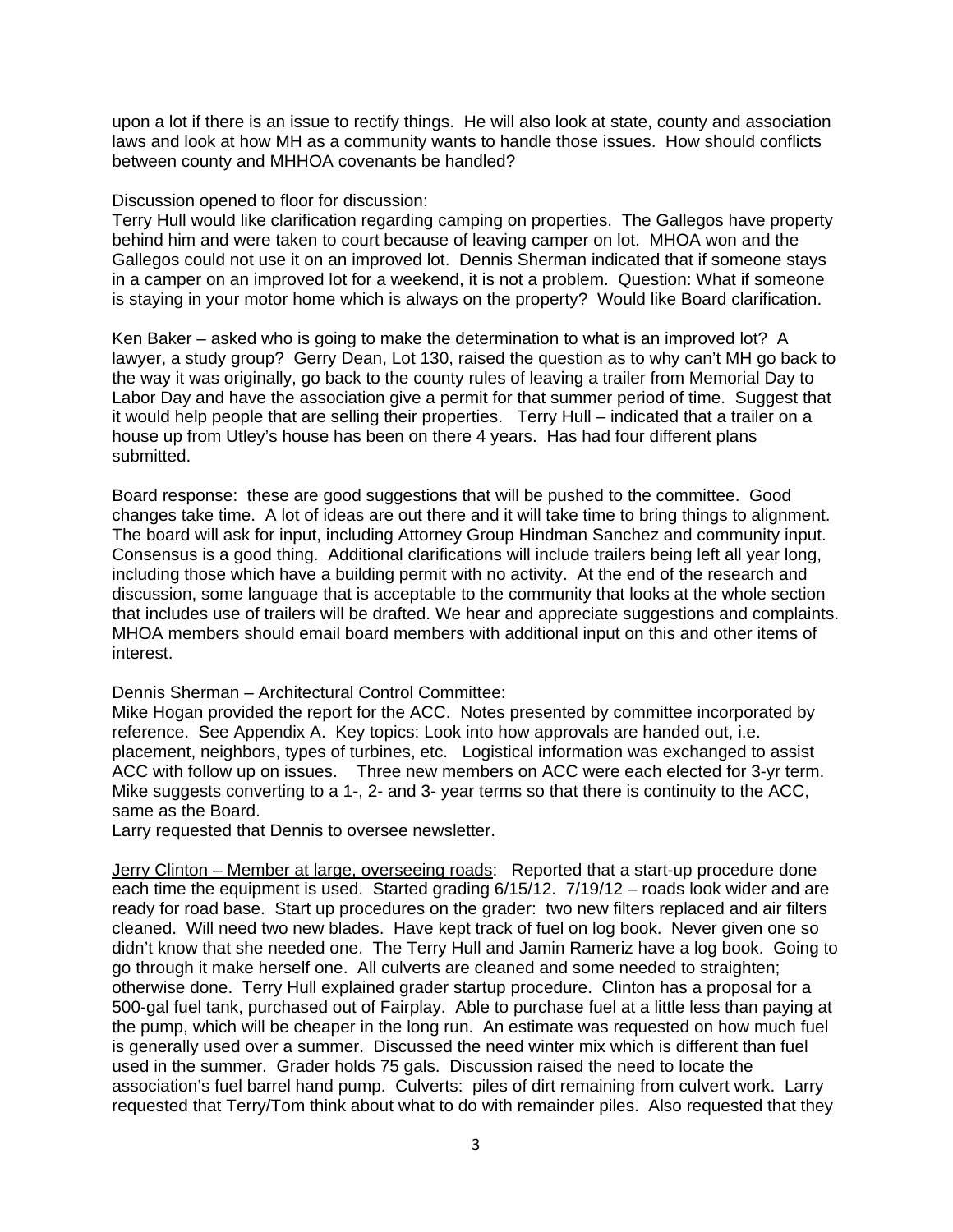upon a lot if there is an issue to rectify things. He will also look at state, county and association laws and look at how MH as a community wants to handle those issues. How should conflicts between county and MHHOA covenants be handled?

<u>Discussion opened to floor for discussion</u>:

Terry Hull would like clarification regarding camping on properties. The Gallegos have property behind him and were taken to court because of leaving camper on lot. MHOA won and the Gallegos could not use it on an improved lot. Dennis Sherman indicated that if someone stays in a camper on an improved lot for a weekend, it is not a problem. Question: What if someone is staying in your motor home which is always on the property? Would like Board clarification.

Ken Baker – asked who is going to make the determination to what is an improved lot? A lawyer, a study group? Gerry Dean, Lot 130, raised the question as to why can't MH go back to the way it was originally, go back to the county rules of leaving a trailer from Memorial Day to Labor Day and have the association give a permit for that summer period of time. Suggest that it would help people that are selling their properties. Terry Hull – indicated that a trailer on a house up from Utley's house has been on there 4 years. Has had four different plans submitted.

Board response: these are good suggestions that will be pushed to the committee. Good changes take time. A lot of ideas are out there and it will take time to bring things to alignment. The board will ask for input, including Attorney Group Hindman Sanchez and community input. Consensus is a good thing. Additional clarifications will include trailers being left all year long, including those which have a building permit with no activity. At the end of the research and discussion, some language that is acceptable to the community that looks at the whole section that includes use of trailers will be drafted. We hear and appreciate suggestions and complaints. MHOA members should email board members with additional input on this and other items of interest.

<u>Dennis Sherman – Architectural Control Committee</u>:

Mike Hogan provided the report for the ACC. Notes presented by committee incorporated by reference. See Appendix A. Key topics: Look into how approvals are handed out, i.e. placement, neighbors, types of turbines, etc. Logistical information was exchanged to assist ACC with follow up on issues. Three new members on ACC were each elected for 3-yr term. Mike suggests converting to a 1-, 2- and 3- year terms so that there is continuity to the ACC, same as the Board.

Larry requested that Dennis to oversee newsletter.

<u>Jerry Clinton – Member at large, overseeing roads</u>: Reported that a start-up procedure done each time the equipment is used. Started grading 6/15/12. 7/19/12 – roads look wider and are ready for road base. Start up procedures on the grader: two new filters replaced and air filters cleaned. Will need two new blades. Have kept track of fuel on log book. Never given one so didn't know that she needed one. The Terry Hull and Jamin Rameriz have a log book. Going to go through it make herself one. All culverts are cleaned and some needed to straighten; otherwise done. Terry Hull explained grader startup procedure. Clinton has a proposal for a 500-gal fuel tank, purchased out of Fairplay. Able to purchase fuel at a little less than paying at the pump, which will be cheaper in the long run. An estimate was requested on how much fuel is generally used over a summer. Discussed the need winter mix which is different than fuel used in the summer. Grader holds 75 gals. Discussion raised the need to locate the association's fuel barrel hand pump. Culverts: piles of dirt remaining from culvert work. Larry requested that Terry/Tom think about what to do with remainder piles. Also requested that they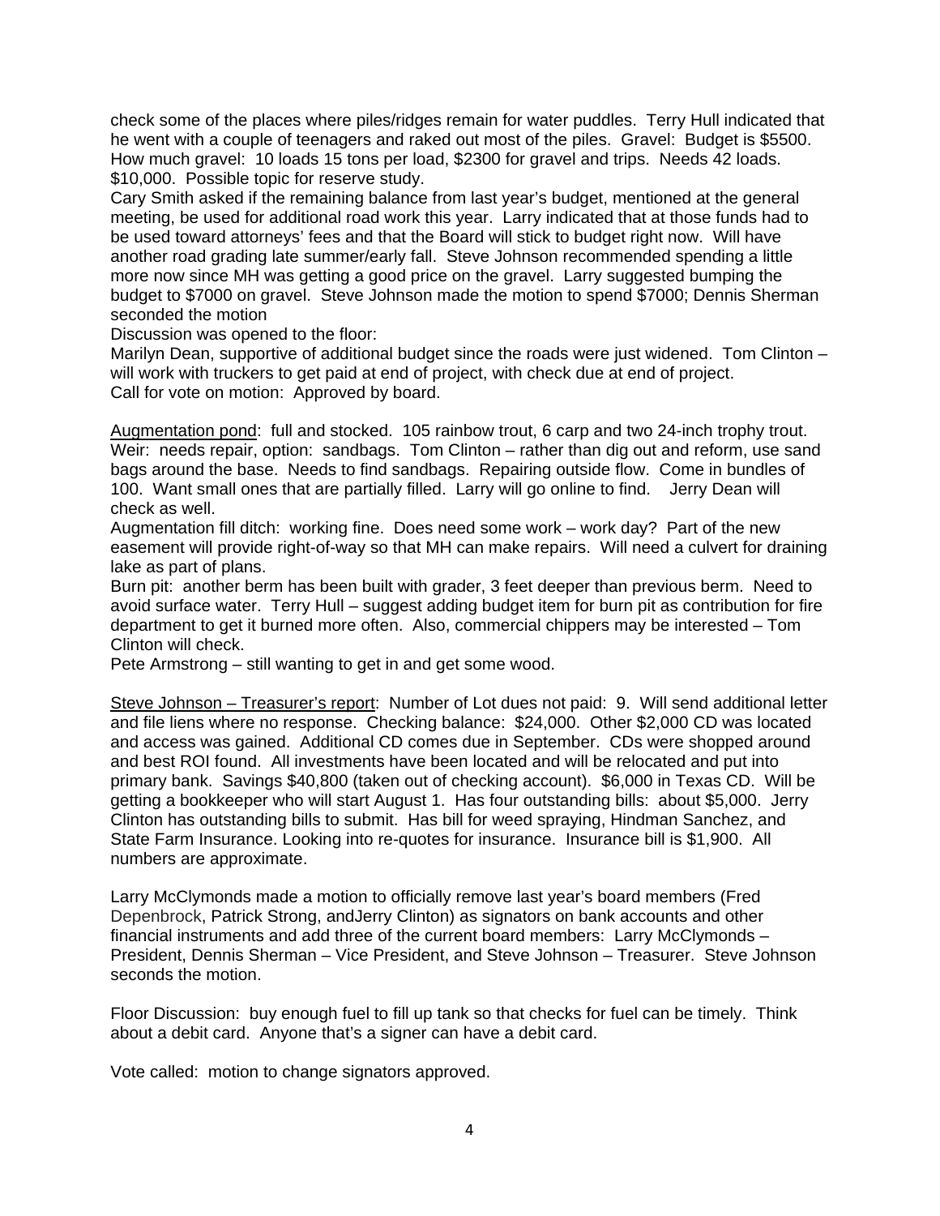check some of the places where piles/ridges remain for water puddles. Terry Hull indicated that he went with a couple of teenagers and raked out most of the piles. Gravel: Budget is $5500. How much gravel: 10 loads 15 tons per load, $2300 for gravel and trips. Needs 42 loads. $10,000. Possible topic for reserve study.

Cary Smith asked if the remaining balance from last year's budget, mentioned at the general meeting, be used for additional road work this year. Larry indicated that at those funds had to be used toward attorneys' fees and that the Board will stick to budget right now. Will have another road grading late summer/early fall. Steve Johnson recommended spending a little more now since MH was getting a good price on the gravel. Larry suggested bumping the budget to $7000 on gravel. Steve Johnson made the motion to spend $7000; Dennis Sherman seconded the motion

Discussion was opened to the floor:

Marilyn Dean, supportive of additional budget since the roads were just widened. Tom Clinton – will work with truckers to get paid at end of project, with check due at end of project.

Call for vote on motion: Approved by board.

<u>Augmentation pond</u>: full and stocked. 105 rainbow trout, 6 carp and two 24-inch trophy trout. Weir: needs repair, option: sandbags. Tom Clinton – rather than dig out and reform, use sand bags around the base. Needs to find sandbags. Repairing outside flow. Come in bundles of 100. Want small ones that are partially filled. Larry will go online to find. Jerry Dean will check as well.

Augmentation fill ditch: working fine. Does need some work – work day? Part of the new easement will provide right-of-way so that MH can make repairs. Will need a culvert for draining lake as part of plans.

Burn pit: another berm has been built with grader, 3 feet deeper than previous berm. Need to avoid surface water. Terry Hull – suggest adding budget item for burn pit as contribution for fire department to get it burned more often. Also, commercial chippers may be interested – Tom Clinton will check.

Pete Armstrong – still wanting to get in and get some wood.

<u>Steve Johnson – Treasurer's report</u>: Number of Lot dues not paid: 9. Will send additional letter and file liens where no response. Checking balance: $24,000. Other $2,000 CD was located and access was gained. Additional CD comes due in September. CDs were shopped around and best ROI found. All investments have been located and will be relocated and put into primary bank. Savings $40,800 (taken out of checking account). $6,000 in Texas CD. Will be getting a bookkeeper who will start August 1. Has four outstanding bills: about $5,000. Jerry Clinton has outstanding bills to submit. Has bill for weed spraying, Hindman Sanchez, and State Farm Insurance. Looking into re-quotes for insurance. Insurance bill is $1,900. All numbers are approximate.

Larry McClymonds made a motion to officially remove last year's board members (Fred Depenbrock, Patrick Strong, andJerry Clinton) as signators on bank accounts and other financial instruments and add three of the current board members: Larry McClymonds – President, Dennis Sherman – Vice President, and Steve Johnson – Treasurer. Steve Johnson seconds the motion.

Floor Discussion: buy enough fuel to fill up tank so that checks for fuel can be timely. Think about a debit card. Anyone that's a signer can have a debit card.

Vote called: motion to change signators approved.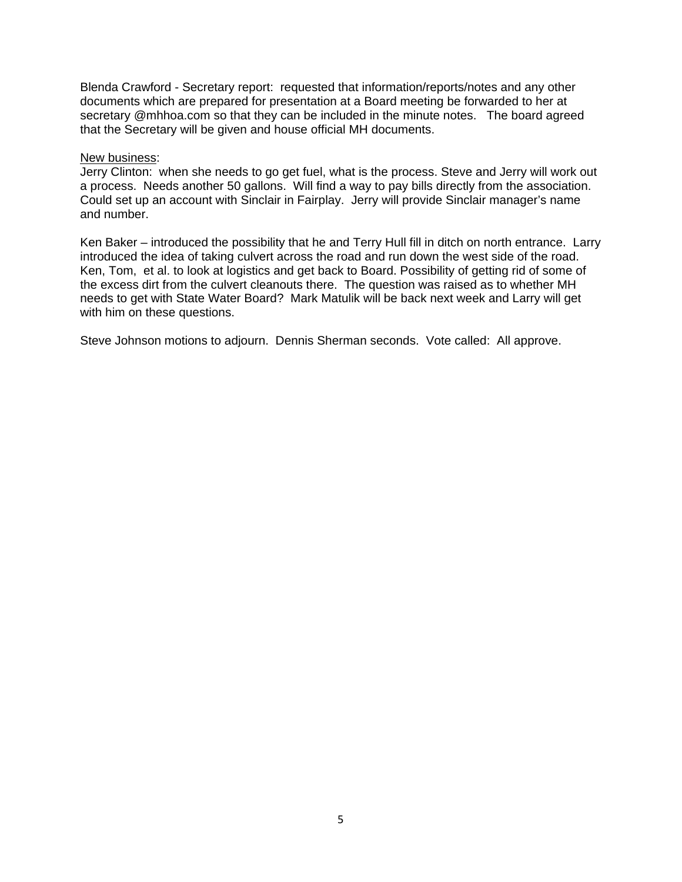Blenda Crawford - Secretary report: requested that information/reports/notes and any other documents which are prepared for presentation at a Board meeting be forwarded to her at secretary @mhhoa.com so that they can be included in the minute notes. The board agreed that the Secretary will be given and house official MH documents.

New business:

Jerry Clinton: when she needs to go get fuel, what is the process. Steve and Jerry will work out a process. Needs another 50 gallons. Will find a way to pay bills directly from the association. Could set up an account with Sinclair in Fairplay. Jerry will provide Sinclair manager's name and number.

Ken Baker – introduced the possibility that he and Terry Hull fill in ditch on north entrance. Larry introduced the idea of taking culvert across the road and run down the west side of the road. Ken, Tom, et al. to look at logistics and get back to Board. Possibility of getting rid of some of the excess dirt from the culvert cleanouts there. The question was raised as to whether MH needs to get with State Water Board? Mark Matulik will be back next week and Larry will get with him on these questions.

Steve Johnson motions to adjourn. Dennis Sherman seconds. Vote called: All approve.